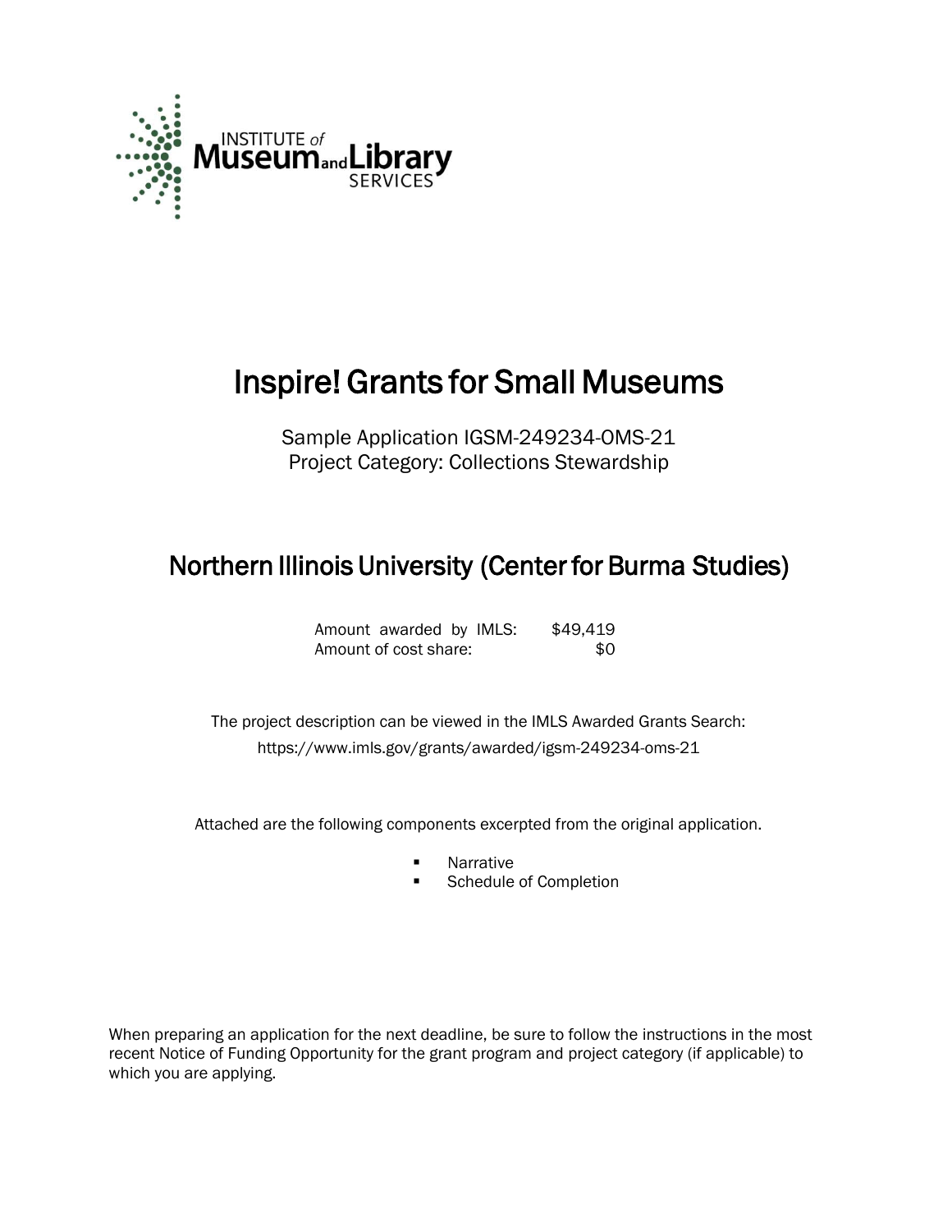# Inspire! Grants for Small Museums

Sample Application IGSM-249234-OMS-21
Project Category: Collections Stewardship

## Northern Illinois University (Center for Burma Studies)

| | |
|---|---|
| Amount awarded by IMLS: | $49,419 |
| Amount of cost share: | $0 |

The project description can be viewed in the IMLS Awarded Grants Search:
https://www.imls.gov/grants/awarded/igsm-249234-oms-21

Attached are the following components excerpted from the original application.

- Narrative
- Schedule of Completion

When preparing an application for the next deadline, be sure to follow the instructions in the most recent Notice of Funding Opportunity for the grant program and project category (if applicable) to which you are applying.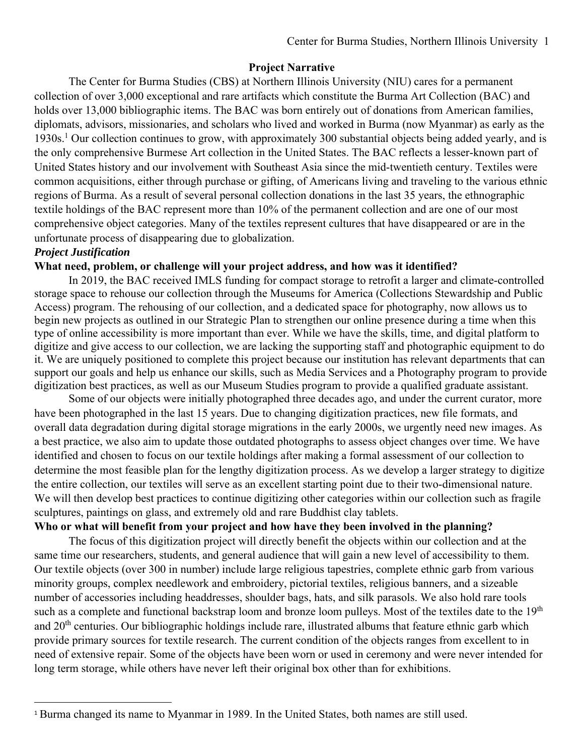## Project Narrative

The Center for Burma Studies (CBS) at Northern Illinois University (NIU) cares for a permanent collection of over 3,000 exceptional and rare artifacts which constitute the Burma Art Collection (BAC) and holds over 13,000 bibliographic items. The BAC was born entirely out of donations from American families, diplomats, advisors, missionaries, and scholars who lived and worked in Burma (now Myanmar) as early as the 1930s.[1] Our collection continues to grow, with approximately 300 substantial objects being added yearly, and is the only comprehensive Burmese Art collection in the United States. The BAC reflects a lesser-known part of United States history and our involvement with Southeast Asia since the mid-twentieth century. Textiles were common acquisitions, either through purchase or gifting, of Americans living and traveling to the various ethnic regions of Burma. As a result of several personal collection donations in the last 35 years, the ethnographic textile holdings of the BAC represent more than 10% of the permanent collection and are one of our most comprehensive object categories. Many of the textiles represent cultures that have disappeared or are in the unfortunate process of disappearing due to globalization.

### *Project Justification*

**What need, problem, or challenge will your project address, and how was it identified?**

In 2019, the BAC received IMLS funding for compact storage to retrofit a larger and climate-controlled storage space to rehouse our collection through the Museums for America (Collections Stewardship and Public Access) program. The rehousing of our collection, and a dedicated space for photography, now allows us to begin new projects as outlined in our Strategic Plan to strengthen our online presence during a time when this type of online accessibility is more important than ever. While we have the skills, time, and digital platform to digitize and give access to our collection, we are lacking the supporting staff and photographic equipment to do it. We are uniquely positioned to complete this project because our institution has relevant departments that can support our goals and help us enhance our skills, such as Media Services and a Photography program to provide digitization best practices, as well as our Museum Studies program to provide a qualified graduate assistant.

Some of our objects were initially photographed three decades ago, and under the current curator, more have been photographed in the last 15 years. Due to changing digitization practices, new file formats, and overall data degradation during digital storage migrations in the early 2000s, we urgently need new images. As a best practice, we also aim to update those outdated photographs to assess object changes over time. We have identified and chosen to focus on our textile holdings after making a formal assessment of our collection to determine the most feasible plan for the lengthy digitization process. As we develop a larger strategy to digitize the entire collection, our textiles will serve as an excellent starting point due to their two-dimensional nature. We will then develop best practices to continue digitizing other categories within our collection such as fragile sculptures, paintings on glass, and extremely old and rare Buddhist clay tablets.

**Who or what will benefit from your project and how have they been involved in the planning?**

The focus of this digitization project will directly benefit the objects within our collection and at the same time our researchers, students, and general audience that will gain a new level of accessibility to them. Our textile objects (over 300 in number) include large religious tapestries, complete ethnic garb from various minority groups, complex needlework and embroidery, pictorial textiles, religious banners, and a sizeable number of accessories including headdresses, shoulder bags, hats, and silk parasols. We also hold rare tools such as a complete and functional backstrap loom and bronze loom pulleys. Most of the textiles date to the 19th and 20th centuries. Our bibliographic holdings include rare, illustrated albums that feature ethnic garb which provide primary sources for textile research. The current condition of the objects ranges from excellent to in need of extensive repair. Some of the objects have been worn or used in ceremony and were never intended for long term storage, while others have never left their original box other than for exhibitions.

[1] Burma changed its name to Myanmar in 1989. In the United States, both names are still used.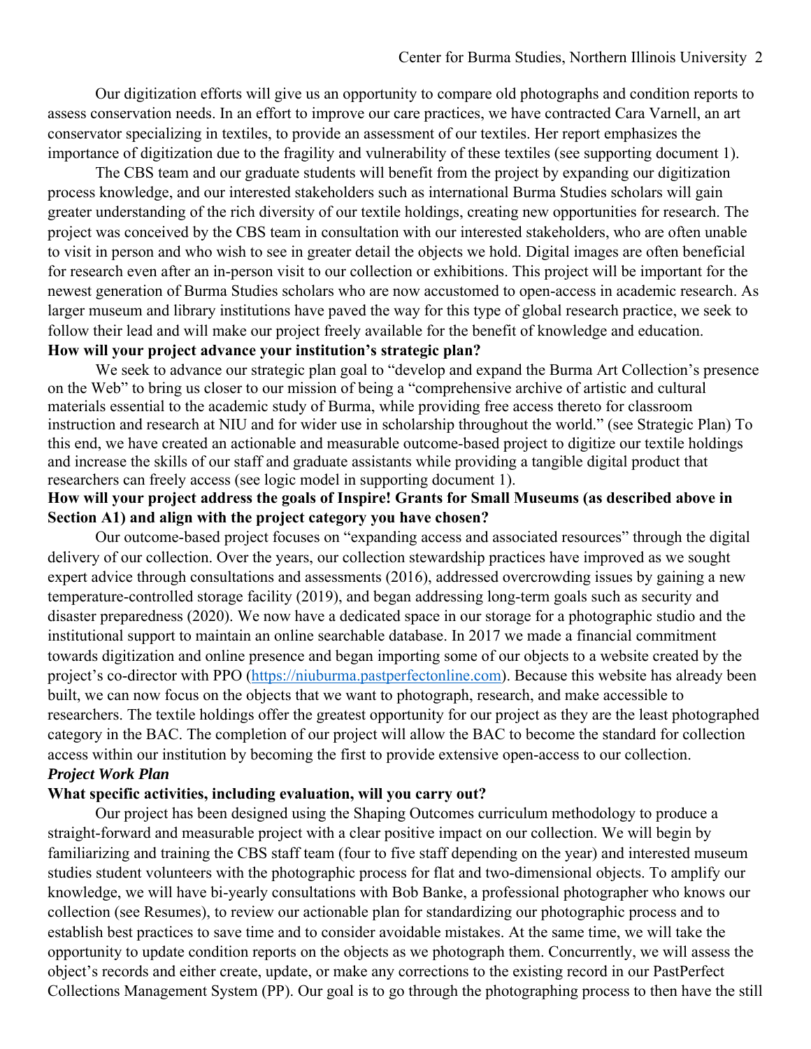Our digitization efforts will give us an opportunity to compare old photographs and condition reports to assess conservation needs. In an effort to improve our care practices, we have contracted Cara Varnell, an art conservator specializing in textiles, to provide an assessment of our textiles. Her report emphasizes the importance of digitization due to the fragility and vulnerability of these textiles (see supporting document 1).

The CBS team and our graduate students will benefit from the project by expanding our digitization process knowledge, and our interested stakeholders such as international Burma Studies scholars will gain greater understanding of the rich diversity of our textile holdings, creating new opportunities for research. The project was conceived by the CBS team in consultation with our interested stakeholders, who are often unable to visit in person and who wish to see in greater detail the objects we hold. Digital images are often beneficial for research even after an in-person visit to our collection or exhibitions. This project will be important for the newest generation of Burma Studies scholars who are now accustomed to open-access in academic research. As larger museum and library institutions have paved the way for this type of global research practice, we seek to follow their lead and will make our project freely available for the benefit of knowledge and education.

**How will your project advance your institution's strategic plan?**

We seek to advance our strategic plan goal to "develop and expand the Burma Art Collection's presence on the Web" to bring us closer to our mission of being a "comprehensive archive of artistic and cultural materials essential to the academic study of Burma, while providing free access thereto for classroom instruction and research at NIU and for wider use in scholarship throughout the world." (see Strategic Plan) To this end, we have created an actionable and measurable outcome-based project to digitize our textile holdings and increase the skills of our staff and graduate assistants while providing a tangible digital product that researchers can freely access (see logic model in supporting document 1).

**How will your project address the goals of Inspire! Grants for Small Museums (as described above in Section A1) and align with the project category you have chosen?**

Our outcome-based project focuses on "expanding access and associated resources" through the digital delivery of our collection. Over the years, our collection stewardship practices have improved as we sought expert advice through consultations and assessments (2016), addressed overcrowding issues by gaining a new temperature-controlled storage facility (2019), and began addressing long-term goals such as security and disaster preparedness (2020). We now have a dedicated space in our storage for a photographic studio and the institutional support to maintain an online searchable database. In 2017 we made a financial commitment towards digitization and online presence and began importing some of our objects to a website created by the project's co-director with PPO ([https://niuburma.pastperfectonline.com](https://niuburma.pastperfectonline.com)). Because this website has already been built, we can now focus on the objects that we want to photograph, research, and make accessible to researchers. The textile holdings offer the greatest opportunity for our project as they are the least photographed category in the BAC. The completion of our project will allow the BAC to become the standard for collection access within our institution by becoming the first to provide extensive open-access to our collection.

***Project Work Plan***

**What specific activities, including evaluation, will you carry out?**

Our project has been designed using the Shaping Outcomes curriculum methodology to produce a straight-forward and measurable project with a clear positive impact on our collection. We will begin by familiarizing and training the CBS staff team (four to five staff depending on the year) and interested museum studies student volunteers with the photographic process for flat and two-dimensional objects. To amplify our knowledge, we will have bi-yearly consultations with Bob Banke, a professional photographer who knows our collection (see Resumes), to review our actionable plan for standardizing our photographic process and to establish best practices to save time and to consider avoidable mistakes. At the same time, we will take the opportunity to update condition reports on the objects as we photograph them. Concurrently, we will assess the object's records and either create, update, or make any corrections to the existing record in our PastPerfect Collections Management System (PP). Our goal is to go through the photographing process to then have the still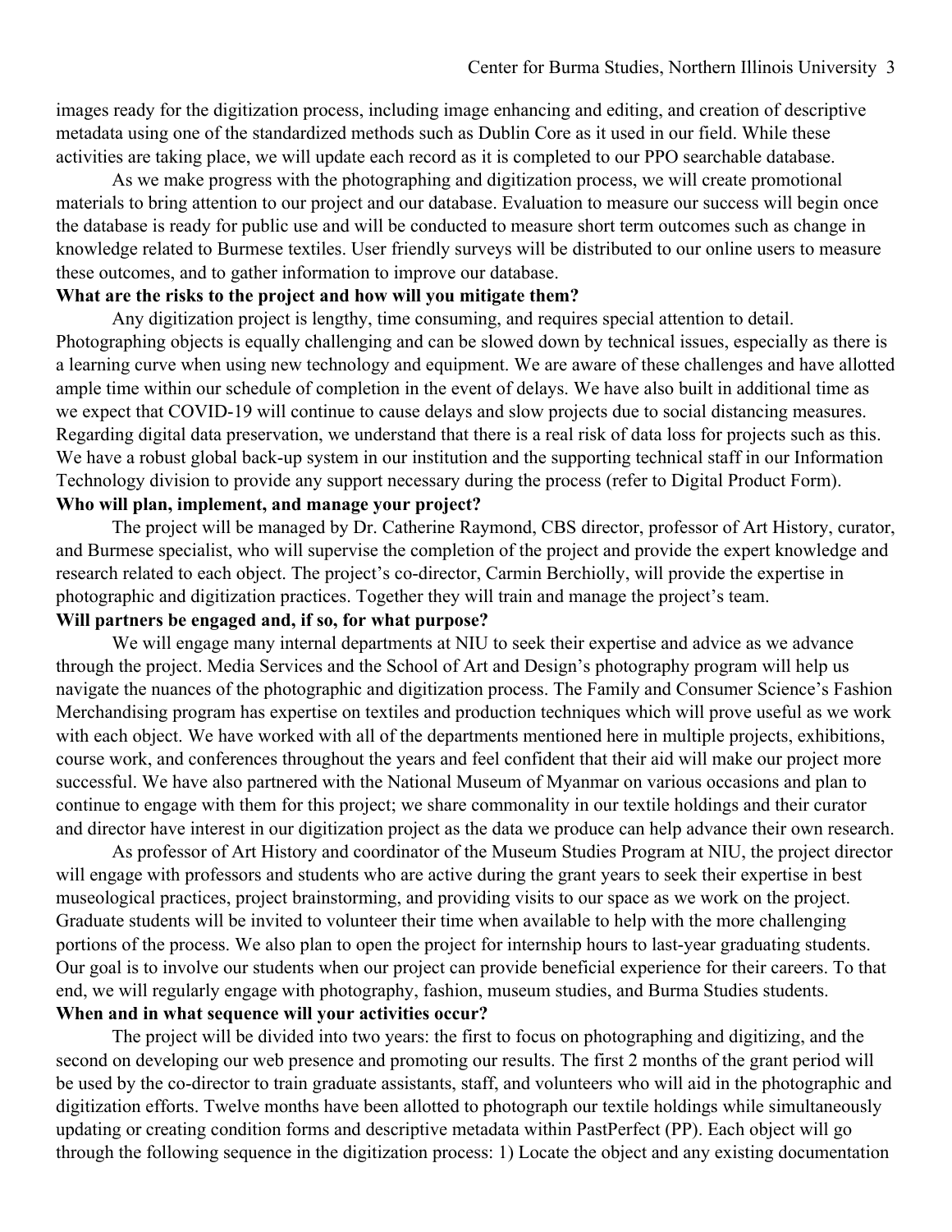images ready for the digitization process, including image enhancing and editing, and creation of descriptive metadata using one of the standardized methods such as Dublin Core as it used in our field. While these activities are taking place, we will update each record as it is completed to our PPO searchable database.

As we make progress with the photographing and digitization process, we will create promotional materials to bring attention to our project and our database. Evaluation to measure our success will begin once the database is ready for public use and will be conducted to measure short term outcomes such as change in knowledge related to Burmese textiles. User friendly surveys will be distributed to our online users to measure these outcomes, and to gather information to improve our database.

**What are the risks to the project and how will you mitigate them?**

Any digitization project is lengthy, time consuming, and requires special attention to detail. Photographing objects is equally challenging and can be slowed down by technical issues, especially as there is a learning curve when using new technology and equipment. We are aware of these challenges and have allotted ample time within our schedule of completion in the event of delays. We have also built in additional time as we expect that COVID-19 will continue to cause delays and slow projects due to social distancing measures. Regarding digital data preservation, we understand that there is a real risk of data loss for projects such as this. We have a robust global back-up system in our institution and the supporting technical staff in our Information Technology division to provide any support necessary during the process (refer to Digital Product Form).

**Who will plan, implement, and manage your project?**

The project will be managed by Dr. Catherine Raymond, CBS director, professor of Art History, curator, and Burmese specialist, who will supervise the completion of the project and provide the expert knowledge and research related to each object. The project's co-director, Carmin Berchiolly, will provide the expertise in photographic and digitization practices. Together they will train and manage the project's team.

**Will partners be engaged and, if so, for what purpose?**

We will engage many internal departments at NIU to seek their expertise and advice as we advance through the project. Media Services and the School of Art and Design's photography program will help us navigate the nuances of the photographic and digitization process. The Family and Consumer Science's Fashion Merchandising program has expertise on textiles and production techniques which will prove useful as we work with each object. We have worked with all of the departments mentioned here in multiple projects, exhibitions, course work, and conferences throughout the years and feel confident that their aid will make our project more successful. We have also partnered with the National Museum of Myanmar on various occasions and plan to continue to engage with them for this project; we share commonality in our textile holdings and their curator and director have interest in our digitization project as the data we produce can help advance their own research.

As professor of Art History and coordinator of the Museum Studies Program at NIU, the project director will engage with professors and students who are active during the grant years to seek their expertise in best museological practices, project brainstorming, and providing visits to our space as we work on the project. Graduate students will be invited to volunteer their time when available to help with the more challenging portions of the process. We also plan to open the project for internship hours to last-year graduating students. Our goal is to involve our students when our project can provide beneficial experience for their careers. To that end, we will regularly engage with photography, fashion, museum studies, and Burma Studies students.

**When and in what sequence will your activities occur?**

The project will be divided into two years: the first to focus on photographing and digitizing, and the second on developing our web presence and promoting our results. The first 2 months of the grant period will be used by the co-director to train graduate assistants, staff, and volunteers who will aid in the photographic and digitization efforts. Twelve months have been allotted to photograph our textile holdings while simultaneously updating or creating condition forms and descriptive metadata within PastPerfect (PP). Each object will go through the following sequence in the digitization process: 1) Locate the object and any existing documentation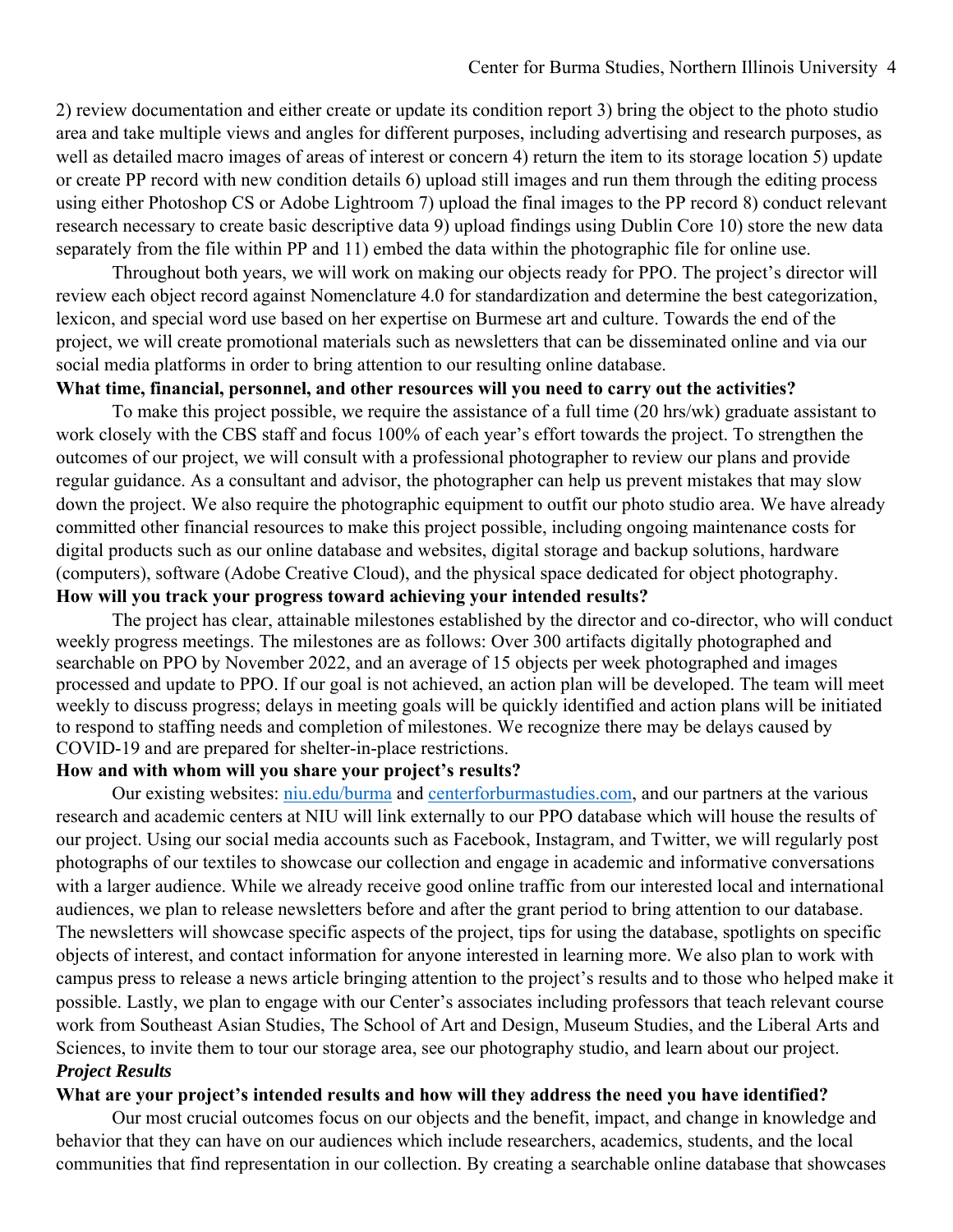2) review documentation and either create or update its condition report 3) bring the object to the photo studio area and take multiple views and angles for different purposes, including advertising and research purposes, as well as detailed macro images of areas of interest or concern 4) return the item to its storage location 5) update or create PP record with new condition details 6) upload still images and run them through the editing process using either Photoshop CS or Adobe Lightroom 7) upload the final images to the PP record 8) conduct relevant research necessary to create basic descriptive data 9) upload findings using Dublin Core 10) store the new data separately from the file within PP and 11) embed the data within the photographic file for online use.

Throughout both years, we will work on making our objects ready for PPO. The project's director will review each object record against Nomenclature 4.0 for standardization and determine the best categorization, lexicon, and special word use based on her expertise on Burmese art and culture. Towards the end of the project, we will create promotional materials such as newsletters that can be disseminated online and via our social media platforms in order to bring attention to our resulting online database.

**What time, financial, personnel, and other resources will you need to carry out the activities?**

To make this project possible, we require the assistance of a full time (20 hrs/wk) graduate assistant to work closely with the CBS staff and focus 100% of each year's effort towards the project. To strengthen the outcomes of our project, we will consult with a professional photographer to review our plans and provide regular guidance. As a consultant and advisor, the photographer can help us prevent mistakes that may slow down the project. We also require the photographic equipment to outfit our photo studio area. We have already committed other financial resources to make this project possible, including ongoing maintenance costs for digital products such as our online database and websites, digital storage and backup solutions, hardware (computers), software (Adobe Creative Cloud), and the physical space dedicated for object photography.

**How will you track your progress toward achieving your intended results?**

The project has clear, attainable milestones established by the director and co-director, who will conduct weekly progress meetings. The milestones are as follows: Over 300 artifacts digitally photographed and searchable on PPO by November 2022, and an average of 15 objects per week photographed and images processed and update to PPO. If our goal is not achieved, an action plan will be developed. The team will meet weekly to discuss progress; delays in meeting goals will be quickly identified and action plans will be initiated to respond to staffing needs and completion of milestones. We recognize there may be delays caused by COVID-19 and are prepared for shelter-in-place restrictions.

**How and with whom will you share your project's results?**

Our existing websites: [niu.edu/burma](niu.edu/burma) and [centerforburmastudies.com](centerforburmastudies.com), and our partners at the various research and academic centers at NIU will link externally to our PPO database which will house the results of our project. Using our social media accounts such as Facebook, Instagram, and Twitter, we will regularly post photographs of our textiles to showcase our collection and engage in academic and informative conversations with a larger audience. While we already receive good online traffic from our interested local and international audiences, we plan to release newsletters before and after the grant period to bring attention to our database. The newsletters will showcase specific aspects of the project, tips for using the database, spotlights on specific objects of interest, and contact information for anyone interested in learning more. We also plan to work with campus press to release a news article bringing attention to the project's results and to those who helped make it possible. Lastly, we plan to engage with our Center's associates including professors that teach relevant course work from Southeast Asian Studies, The School of Art and Design, Museum Studies, and the Liberal Arts and Sciences, to invite them to tour our storage area, see our photography studio, and learn about our project.

***Project Results***

**What are your project's intended results and how will they address the need you have identified?**

Our most crucial outcomes focus on our objects and the benefit, impact, and change in knowledge and behavior that they can have on our audiences which include researchers, academics, students, and the local communities that find representation in our collection. By creating a searchable online database that showcases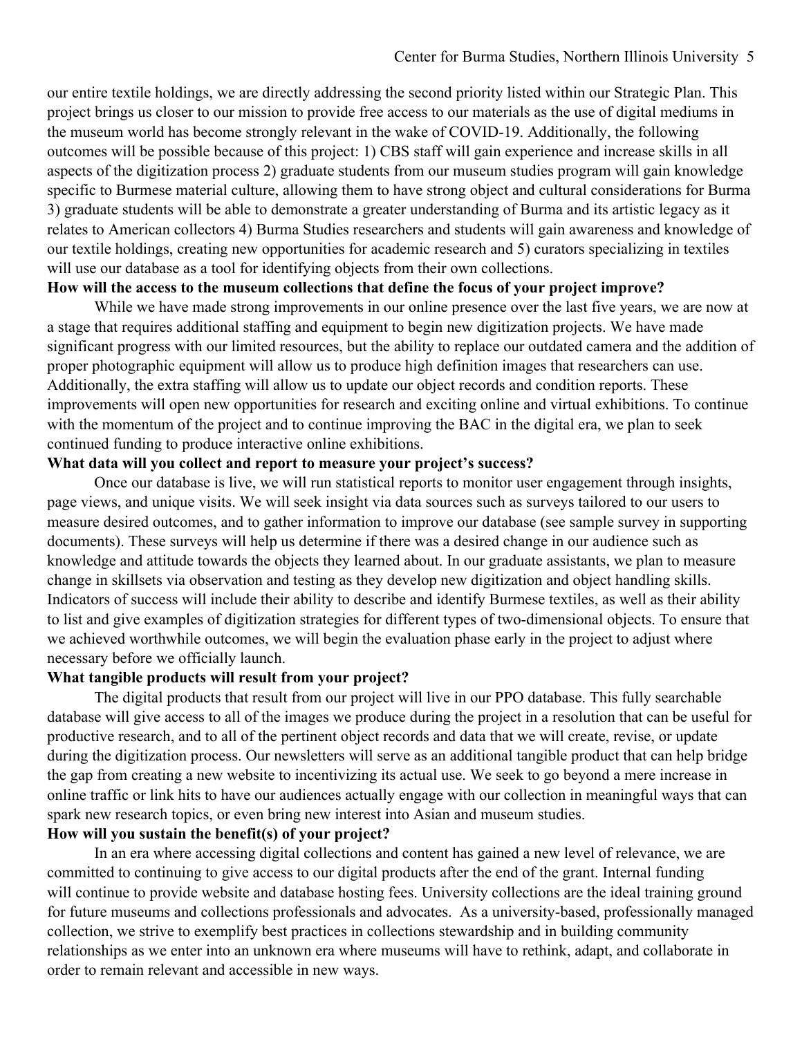our entire textile holdings, we are directly addressing the second priority listed within our Strategic Plan. This project brings us closer to our mission to provide free access to our materials as the use of digital mediums in the museum world has become strongly relevant in the wake of COVID-19. Additionally, the following outcomes will be possible because of this project: 1) CBS staff will gain experience and increase skills in all aspects of the digitization process 2) graduate students from our museum studies program will gain knowledge specific to Burmese material culture, allowing them to have strong object and cultural considerations for Burma 3) graduate students will be able to demonstrate a greater understanding of Burma and its artistic legacy as it relates to American collectors 4) Burma Studies researchers and students will gain awareness and knowledge of our textile holdings, creating new opportunities for academic research and 5) curators specializing in textiles will use our database as a tool for identifying objects from their own collections.

**How will the access to the museum collections that define the focus of your project improve?**

While we have made strong improvements in our online presence over the last five years, we are now at a stage that requires additional staffing and equipment to begin new digitization projects. We have made significant progress with our limited resources, but the ability to replace our outdated camera and the addition of proper photographic equipment will allow us to produce high definition images that researchers can use. Additionally, the extra staffing will allow us to update our object records and condition reports. These improvements will open new opportunities for research and exciting online and virtual exhibitions. To continue with the momentum of the project and to continue improving the BAC in the digital era, we plan to seek continued funding to produce interactive online exhibitions.

**What data will you collect and report to measure your project's success?**

Once our database is live, we will run statistical reports to monitor user engagement through insights, page views, and unique visits. We will seek insight via data sources such as surveys tailored to our users to measure desired outcomes, and to gather information to improve our database (see sample survey in supporting documents). These surveys will help us determine if there was a desired change in our audience such as knowledge and attitude towards the objects they learned about. In our graduate assistants, we plan to measure change in skillsets via observation and testing as they develop new digitization and object handling skills. Indicators of success will include their ability to describe and identify Burmese textiles, as well as their ability to list and give examples of digitization strategies for different types of two-dimensional objects. To ensure that we achieved worthwhile outcomes, we will begin the evaluation phase early in the project to adjust where necessary before we officially launch.

**What tangible products will result from your project?**

The digital products that result from our project will live in our PPO database. This fully searchable database will give access to all of the images we produce during the project in a resolution that can be useful for productive research, and to all of the pertinent object records and data that we will create, revise, or update during the digitization process. Our newsletters will serve as an additional tangible product that can help bridge the gap from creating a new website to incentivizing its actual use. We seek to go beyond a mere increase in online traffic or link hits to have our audiences actually engage with our collection in meaningful ways that can spark new research topics, or even bring new interest into Asian and museum studies.

**How will you sustain the benefit(s) of your project?**

In an era where accessing digital collections and content has gained a new level of relevance, we are committed to continuing to give access to our digital products after the end of the grant. Internal funding will continue to provide website and database hosting fees. University collections are the ideal training ground for future museums and collections professionals and advocates. As a university-based, professionally managed collection, we strive to exemplify best practices in collections stewardship and in building community relationships as we enter into an unknown era where museums will have to rethink, adapt, and collaborate in order to remain relevant and accessible in new ways.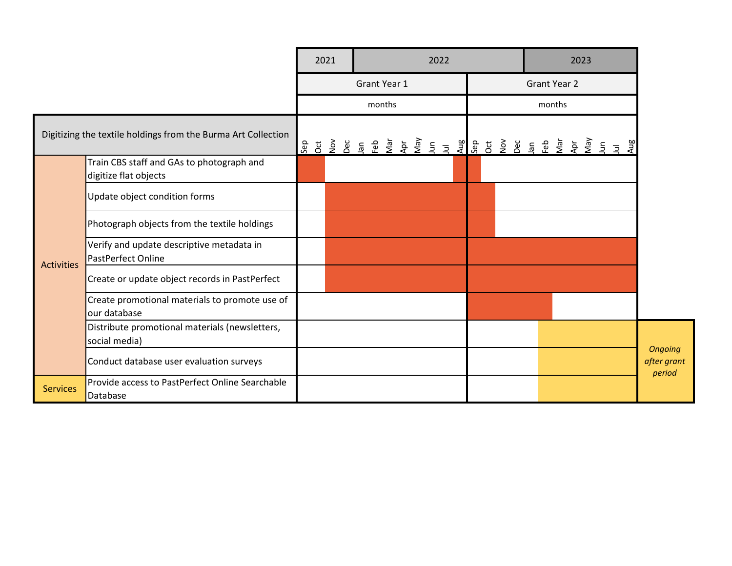2021
2022
2023

Grant Year 1
Grant Year 2

months
months

Digitizing the textile holdings from the Burma Art Collection

Sep Oct Nov Dec Jan Feb Mar Apr May Jun Jul Aug Sep Oct Nov Dec Jan Feb Mar Apr May Jun Jul Aug

Activities

Train CBS staff and GAs to photograph and digitize flat objects

Update object condition forms

Photograph objects from the textile holdings

Verify and update descriptive metadata in PastPerfect Online

Create or update object records in PastPerfect

Create promotional materials to promote use of our database

Distribute promotional materials (newsletters, social media)

Conduct database user evaluation surveys

Services

Provide access to PastPerfect Online Searchable Database

*Ongoing after grant period*